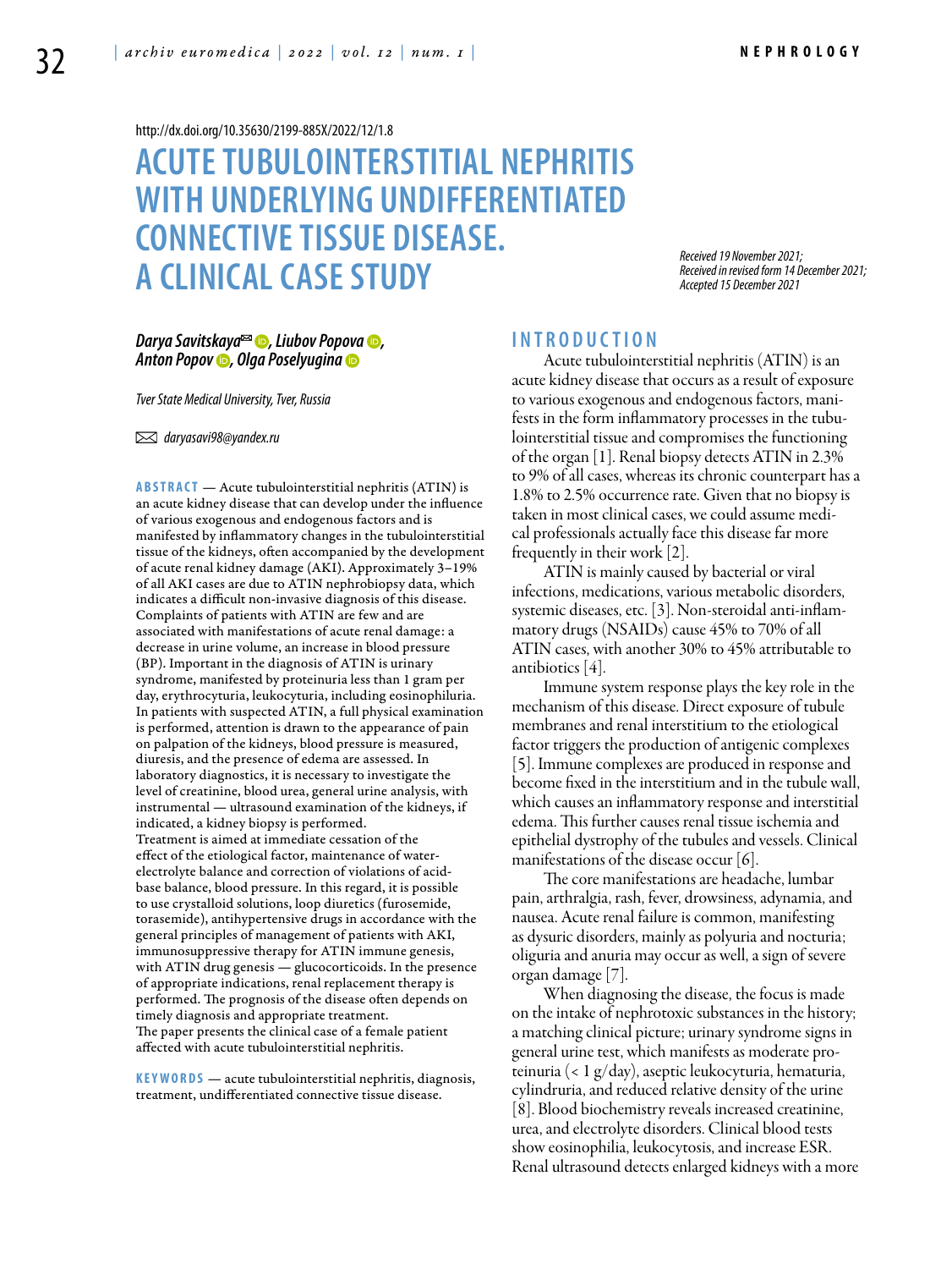http://dx.doi.org/10.35630/2199-885X/2022/12/1.8

# ACUTE TUBULOINTERSTITIAL NEPHRITIS WITH UNDERLYING UNDIFFERENTIATED CONNECTIVE TISSUE DISEASE. A CLINICAL CASE STUDY

*Received 19 November 2021; Received in revised form 14 December 2021; Accepted 15 December 2021*

***Darya Savitskaya*✉, *Liubov Popova*, *Anton Popov*, *Olga Poselyugina***

*Tver State Medical University, Tver, Russia*

✉ *daryasavi98@yandex.ru*

**ABSTRACT** — Acute tubulointerstitial nephritis (ATIN) is an acute kidney disease that can develop under the influence of various exogenous and endogenous factors and is manifested by inflammatory changes in the tubulointerstitial tissue of the kidneys, often accompanied by the development of acute renal kidney damage (AKI). Approximately 3–19% of all AKI cases are due to ATIN nephrobiopsy data, which indicates a difficult non-invasive diagnosis of this disease. Complaints of patients with ATIN are few and are associated with manifestations of acute renal damage: a decrease in urine volume, an increase in blood pressure (BP). Important in the diagnosis of ATIN is urinary syndrome, manifested by proteinuria less than 1 gram per day, erythrocyturia, leukocyturia, including eosinophiluria. In patients with suspected ATIN, a full physical examination is performed, attention is drawn to the appearance of pain on palpation of the kidneys, blood pressure is measured, diuresis, and the presence of edema are assessed. In laboratory diagnostics, it is necessary to investigate the level of creatinine, blood urea, general urine analysis, with instrumental — ultrasound examination of the kidneys, if indicated, a kidney biopsy is performed.
Treatment is aimed at immediate cessation of the effect of the etiological factor, maintenance of water-electrolyte balance and correction of violations of acid-base balance, blood pressure. In this regard, it is possible to use crystalloid solutions, loop diuretics (furosemide, torasemide), antihypertensive drugs in accordance with the general principles of management of patients with AKI, immunosuppressive therapy for ATIN immune genesis, with ATIN drug genesis — glucocorticoids. In the presence of appropriate indications, renal replacement therapy is performed. The prognosis of the disease often depends on timely diagnosis and appropriate treatment.
The paper presents the clinical case of a female patient affected with acute tubulointerstitial nephritis.

**KEYWORDS** — acute tubulointerstitial nephritis, diagnosis, treatment, undifferentiated connective tissue disease.

## INTRODUCTION

Acute tubulointerstitial nephritis (ATIN) is an acute kidney disease that occurs as a result of exposure to various exogenous and endogenous factors, manifests in the form inflammatory processes in the tubulointerstitial tissue and compromises the functioning of the organ [1]. Renal biopsy detects ATIN in 2.3% to 9% of all cases, whereas its chronic counterpart has a 1.8% to 2.5% occurrence rate. Given that no biopsy is taken in most clinical cases, we could assume medical professionals actually face this disease far more frequently in their work [2].

ATIN is mainly caused by bacterial or viral infections, medications, various metabolic disorders, systemic diseases, etc. [3]. Non-steroidal anti-inflammatory drugs (NSAIDs) cause 45% to 70% of all ATIN cases, with another 30% to 45% attributable to antibiotics [4].

Immune system response plays the key role in the mechanism of this disease. Direct exposure of tubule membranes and renal interstitium to the etiological factor triggers the production of antigenic complexes [5]. Immune complexes are produced in response and become fixed in the interstitium and in the tubule wall, which causes an inflammatory response and interstitial edema. This further causes renal tissue ischemia and epithelial dystrophy of the tubules and vessels. Clinical manifestations of the disease occur [6].

The core manifestations are headache, lumbar pain, arthralgia, rash, fever, drowsiness, adynamia, and nausea. Acute renal failure is common, manifesting as dysuric disorders, mainly as polyuria and nocturia; oliguria and anuria may occur as well, a sign of severe organ damage [7].

When diagnosing the disease, the focus is made on the intake of nephrotoxic substances in the history; a matching clinical picture; urinary syndrome signs in general urine test, which manifests as moderate proteinuria (< 1 g/day), aseptic leukocyturia, hematuria, cylindruria, and reduced relative density of the urine [8]. Blood biochemistry reveals increased creatinine, urea, and electrolyte disorders. Clinical blood tests show eosinophilia, leukocytosis, and increase ESR. Renal ultrasound detects enlarged kidneys with a more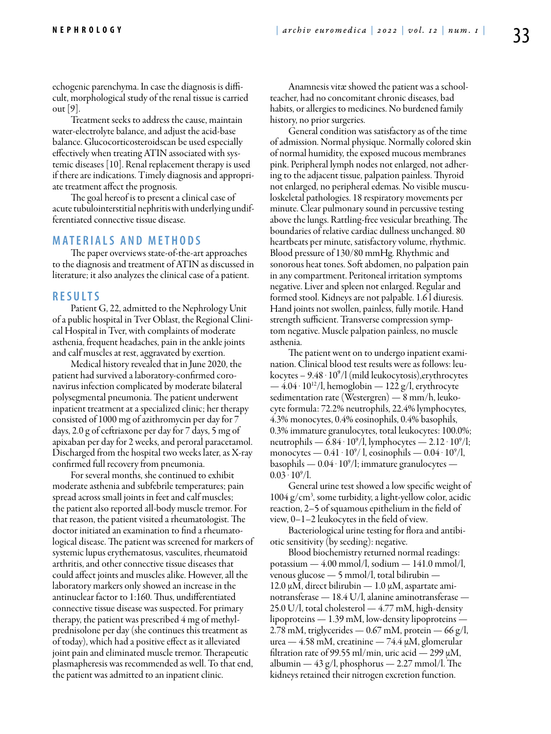echogenic parenchyma. In case the diagnosis is difficult, morphological study of the renal tissue is carried out [9].

Treatment seeks to address the cause, maintain water-electrolyte balance, and adjust the acid-base balance. Glucocorticosteroidscan be used especially effectively when treating ATIN associated with systemic diseases [10]. Renal replacement therapy is used if there are indications. Timely diagnosis and appropriate treatment affect the prognosis.

The goal hereof is to present a clinical case of acute tubulointerstitial nephritis with underlying undifferentiated connective tissue disease.

## MATERIALS AND METHODS

The paper overviews state-of-the-art approaches to the diagnosis and treatment of ATIN as discussed in literature; it also analyzes the clinical case of a patient.

## RESULTS

Patient G, 22, admitted to the Nephrology Unit of a public hospital in Tver Oblast, the Regional Clinical Hospital in Tver, with complaints of moderate asthenia, frequent headaches, pain in the ankle joints and calf muscles at rest, aggravated by exertion.

Medical history revealed that in June 2020, the patient had survived a laboratory-confirmed coronavirus infection complicated by moderate bilateral polysegmental pneumonia. The patient underwent inpatient treatment at a specialized clinic; her therapy consisted of 1000 mg of azithromycin per day for 7 days, 2.0 g of ceftriaxone per day for 7 days, 5 mg of apixaban per day for 2 weeks, and peroral paracetamol. Discharged from the hospital two weeks later, as X-ray confirmed full recovery from pneumonia.

For several months, she continued to exhibit moderate asthenia and subfebrile temperatures; pain spread across small joints in feet and calf muscles; the patient also reported all-body muscle tremor. For that reason, the patient visited a rheumatologist. The doctor initiated an examination to find a rheumatological disease. The patient was screened for markers of systemic lupus erythematosus, vasculites, rheumatoid arthritis, and other connective tissue diseases that could affect joints and muscles alike. However, all the laboratory markers only showed an increase in the antinuclear factor to 1:160. Thus, undifferentiated connective tissue disease was suspected. For primary therapy, the patient was prescribed 4 mg of methylprednisolone per day (she continues this treatment as of today), which had a positive effect as it alleviated joint pain and eliminated muscle tremor. Therapeutic plasmapheresis was recommended as well. To that end, the patient was admitted to an inpatient clinic.

Anamnesis vitæ showed the patient was a schoolteacher, had no concomitant chronic diseases, bad habits, or allergies to medicines. No burdened family history, no prior surgeries.

General condition was satisfactory as of the time of admission. Normal physique. Normally colored skin of normal humidity, the exposed mucous membranes pink. Peripheral lymph nodes not enlarged, not adhering to the adjacent tissue, palpation painless. Thyroid not enlarged, no peripheral edemas. No visible musculoskeletal pathologies. 18 respiratory movements per minute. Clear pulmonary sound in percussive testing above the lungs. Rattling-free vesicular breathing. The boundaries of relative cardiac dullness unchanged. 80 heartbeats per minute, satisfactory volume, rhythmic. Blood pressure of 130/80 mmHg. Rhythmic and sonorous heat tones. Soft abdomen, no palpation pain in any compartment. Peritoneal irritation symptoms negative. Liver and spleen not enlarged. Regular and formed stool. Kidneys are not palpable. 1.6 l diuresis. Hand joints not swollen, painless, fully motile. Hand strength sufficient. Transverse compression symptom negative. Muscle palpation painless, no muscle asthenia.

The patient went on to undergo inpatient examination. Clinical blood test results were as follows: leukocytes – $9.48 \cdot 10^9$/l (mild leukocytosis),erythrocytes — $4.04 \cdot 10^{12}$/l, hemoglobin — 122 g/l, erythrocyte sedimentation rate (Westergren) — 8 mm/h, leukocyte formula: 72.2% neutrophils, 22.4% lymphocytes, 4.3% monocytes, 0.4% eosinophils, 0.4% basophils, 0.3% immature granulocytes, total leukocytes: 100.0%; neutrophils — $6.84 \cdot 10^9$/l, lymphocytes — $2.12 \cdot 10^9$/l; monocytes — $0.41 \cdot 10^9$/ l, eosinophils — $0.04 \cdot 10^9$/l, basophils — $0.04 \cdot 10^9$/l; immature granulocytes — $0.03 \cdot 10^9$/l.

General urine test showed a low specific weight of 1004 g/cm$^3$, some turbidity, a light-yellow color, acidic reaction, 2–5 of squamous epithelium in the field of view, 0–1–2 leukocytes in the field of view.

Bacteriological urine testing for flora and antibiotic sensitivity (by seeding): negative.

Blood biochemistry returned normal readings: potassium — 4.00 mmol/l, sodium — 141.0 mmol/l, venous glucose — 5 mmol/l, total bilirubin — 12.0 μM, direct bilirubin — 1.0 μM, aspartate aminotransferase — 18.4 U/l, alanine aminotransferase — 25.0 U/l, total cholesterol — 4.77 mM, high-density lipoproteins — 1.39 mM, low-density lipoproteins — 2.78 mM, triglycerides — 0.67 mM, protein — 66 g/l, urea — 4.58 mM, creatinine — 74.4 μM, glomerular filtration rate of 99.55 ml/min, uric acid — 299 μM, albumin — 43 g/l, phosphorus — 2.27 mmol/l. The kidneys retained their nitrogen excretion function.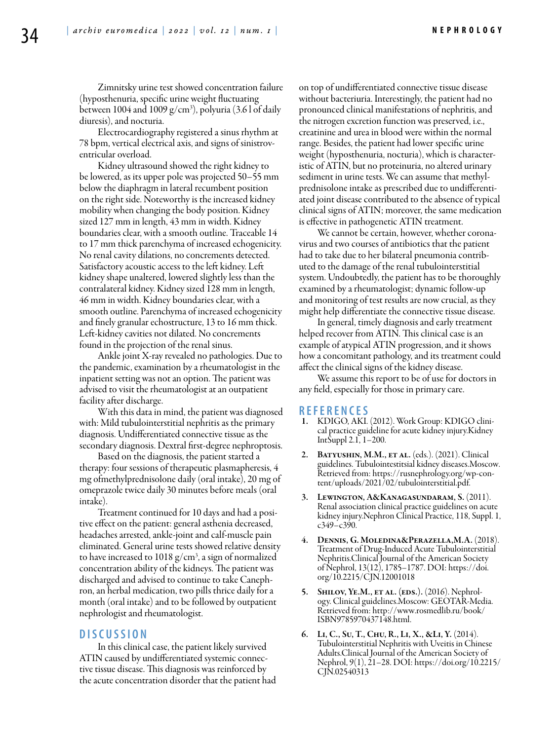Zimnitsky urine test showed concentration failure (hyposthenuria, specific urine weight fluctuating between 1004 and 1009 g/cm$^3$), polyuria (3.6 l of daily diuresis), and nocturia.

Electrocardiography registered a sinus rhythm at 78 bpm, vertical electrical axis, and signs of sinistroventricular overload.

Kidney ultrasound showed the right kidney to be lowered, as its upper pole was projected 50–55 mm below the diaphragm in lateral recumbent position on the right side. Noteworthy is the increased kidney mobility when changing the body position. Kidney sized 127 mm in length, 43 mm in width. Kidney boundaries clear, with a smooth outline. Traceable 14 to 17 mm thick parenchyma of increased echogenicity. No renal cavity dilations, no concrements detected. Satisfactory acoustic access to the left kidney. Left kidney shape unaltered, lowered slightly less than the contralateral kidney. Kidney sized 128 mm in length, 46 mm in width. Kidney boundaries clear, with a smooth outline. Parenchyma of increased echogenicity and finely granular echostructure, 13 to 16 mm thick. Left-kidney cavities not dilated. No concrements found in the projection of the renal sinus.

Ankle joint X-ray revealed no pathologies. Due to the pandemic, examination by a rheumatologist in the inpatient setting was not an option. The patient was advised to visit the rheumatologist at an outpatient facility after discharge.

With this data in mind, the patient was diagnosed with: Mild tubulointerstitial nephritis as the primary diagnosis. Undifferentiated connective tissue as the secondary diagnosis. Dextral first-degree nephroptosis.

Based on the diagnosis, the patient started a therapy: four sessions of therapeutic plasmapheresis, 4 mg ofmethylprednisolone daily (oral intake), 20 mg of omeprazole twice daily 30 minutes before meals (oral intake).

Treatment continued for 10 days and had a positive effect on the patient: general asthenia decreased, headaches arrested, ankle-joint and calf-muscle pain eliminated. General urine tests showed relative density to have increased to 1018 g/cm$^3$, a sign of normalized concentration ability of the kidneys. The patient was discharged and advised to continue to take Canephron, an herbal medication, two pills thrice daily for a month (oral intake) and to be followed by outpatient nephrologist and rheumatologist.

## DISCUSSION

In this clinical case, the patient likely survived ATIN caused by undifferentiated systemic connective tissue disease. This diagnosis was reinforced by the acute concentration disorder that the patient had on top of undifferentiated connective tissue disease without bacteriuria. Interestingly, the patient had no pronounced clinical manifestations of nephritis, and the nitrogen excretion function was preserved, i.e., creatinine and urea in blood were within the normal range. Besides, the patient had lower specific urine weight (hyposthenuria, nocturia), which is characteristic of ATIN, but no proteinuria, no altered urinary sediment in urine tests. We can assume that methylprednisolone intake as prescribed due to undifferentiated joint disease contributed to the absence of typical clinical signs of ATIN; moreover, the same medication is effective in pathogenetic ATIN treatment.

We cannot be certain, however, whether coronavirus and two courses of antibiotics that the patient had to take due to her bilateral pneumonia contributed to the damage of the renal tubulointerstitial system. Undoubtedly, the patient has to be thoroughly examined by a rheumatologist; dynamic follow-up and monitoring of test results are now crucial, as they might help differentiate the connective tissue disease.

In general, timely diagnosis and early treatment helped recover from ATIN. This clinical case is an example of atypical ATIN progression, and it shows how a concomitant pathology, and its treatment could affect the clinical signs of the kidney disease.

We assume this report to be of use for doctors in any field, especially for those in primary care.

## REFERENCES

1. KDIGO, AKI. (2012). Work Group: KDIGO clinical practice guideline for acute kidney injury.Kidney IntSuppl 2.1, 1–200.
2. **Batyushin, M.M., et al.** (eds.). (2021). Clinical guidelines. Tubulointestitsial kidney diseases.Moscow. Retrieved from: https://rusnephrology.org/wp-content/uploads/2021/02/tubulointerstitial.pdf.
3. **Lewington, A&Kanagasundaram, S.** (2011). Renal association clinical practice guidelines on acute kidney injury.Nephron Clinical Practice, 118, Suppl. 1, c349–c390.
4. **Dennis, G. Moledina&Perazella,M.A.** (2018). Treatment of Drug-Induced Acute Tubulointerstitial Nephritis.Clinical Journal of the American Society of Nephrol, 13(12), 1785–1787. DOI: https://doi.org/10.2215/CJN.12001018
5. **Shilov, Ye.M., et al. (eds.).** (2016). Nephrology. Clinical guidelines.Moscow: GEOTAR-Media. Retrieved from: http://www.rosmedlib.ru/book/ISBN9785970437148.html.
6. **Li, C., Su, T., Chu, R., Li, X., &Li, Y.** (2014). Tubulointerstitial Nephritis with Uveitis in Chinese Adults.Clinical Journal of the American Society of Nephrol, 9(1), 21–28. DOI: https://doi.org/10.2215/CJN.02540313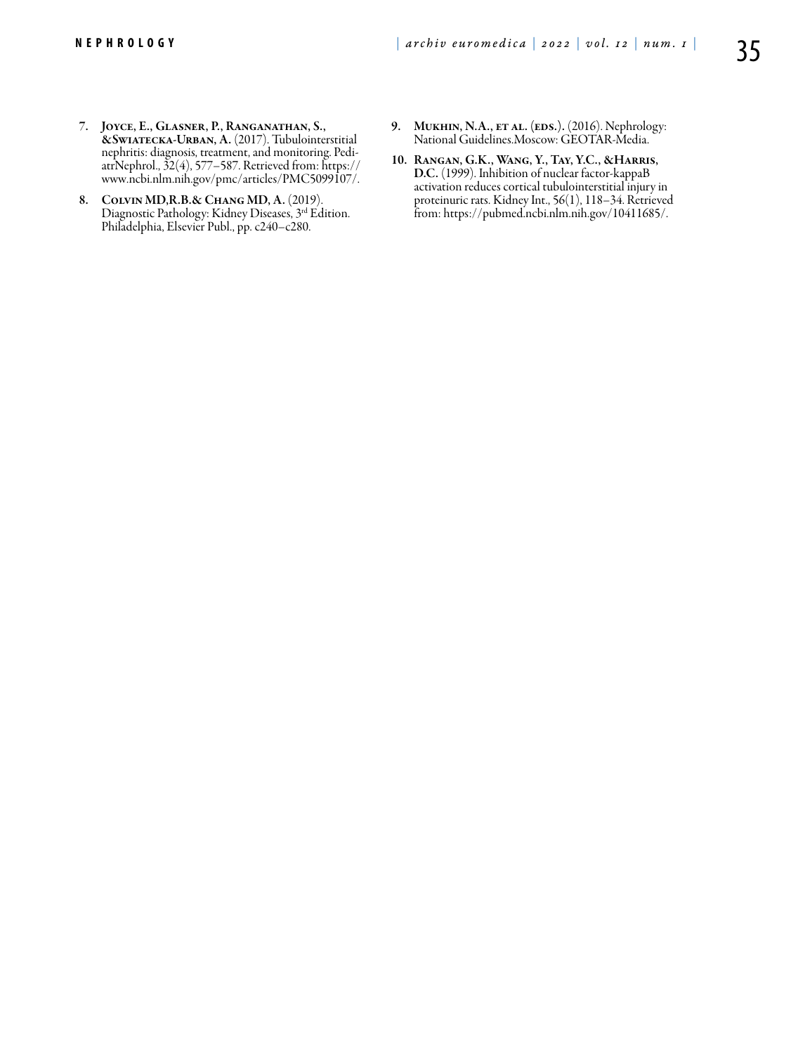7. **Joyce, E., Glasner, P., Ranganathan, S., &Swiatecka-Urban, A.** (2017). Tubulointerstitial nephritis: diagnosis, treatment, and monitoring. PediatrNephrol., 32(4), 577–587. Retrieved from: https://www.ncbi.nlm.nih.gov/pmc/articles/PMC5099107/.

8. **Colvin MD,R.B.& Chang MD, A.** (2019). Diagnostic Pathology: Kidney Diseases, 3rd Edition. Philadelphia, Elsevier Publ., pp. c240–c280.

9. **Mukhin, N.A., et al. (eds.).** (2016). Nephrology: National Guidelines.Moscow: GEOTAR-Media.

10. **Rangan, G.K., Wang, Y., Tay, Y.C., &Harris, D.C.** (1999). Inhibition of nuclear factor-kappaB activation reduces cortical tubulointerstitial injury in proteinuric rats. Kidney Int., 56(1), 118–34. Retrieved from: https://pubmed.ncbi.nlm.nih.gov/10411685/.